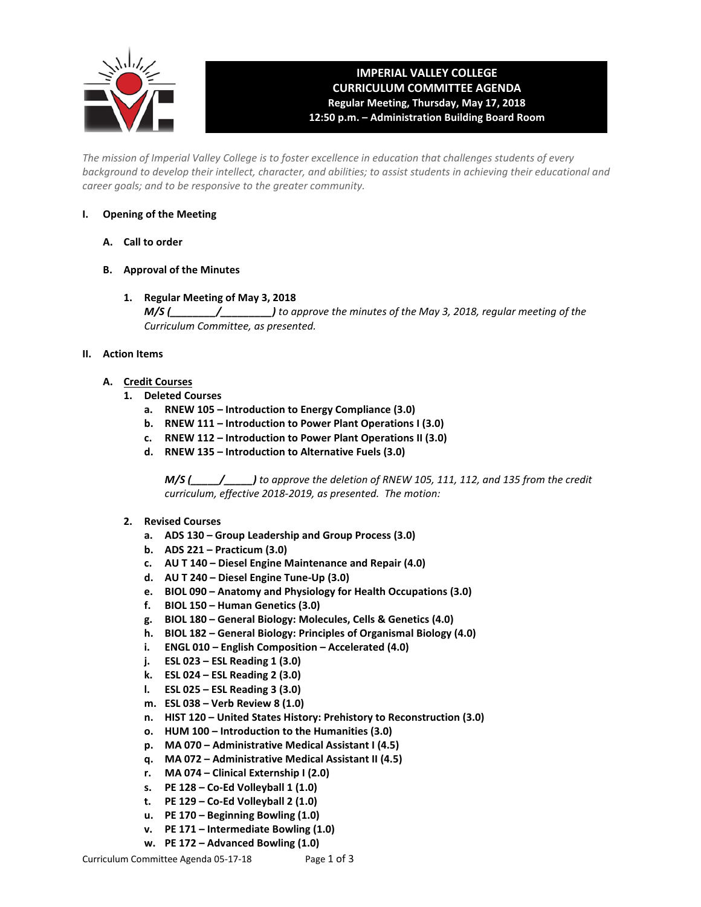# IMPERIAL VALLEY COLLEGE
## CURRICULUM COMMITTEE AGENDA
**Regular Meeting, Thursday, May 17, 2018**
**12:50 p.m. – Administration Building Board Room**

*The mission of Imperial Valley College is to foster excellence in education that challenges students of every background to develop their intellect, character, and abilities; to assist students in achieving their educational and career goals; and to be responsive to the greater community.*

**I. Opening of the Meeting**

**A. Call to order**

**B. Approval of the Minutes**

**1. Regular Meeting of May 3, 2018**
***M/S (________/_________)*** *to approve the minutes of the May 3, 2018, regular meeting of the Curriculum Committee, as presented.*

**II. Action Items**

**A. Credit Courses**

**1. Deleted Courses**

**a. RNEW 105 – Introduction to Energy Compliance (3.0)**
**b. RNEW 111 – Introduction to Power Plant Operations I (3.0)**
**c. RNEW 112 – Introduction to Power Plant Operations II (3.0)**
**d. RNEW 135 – Introduction to Alternative Fuels (3.0)**

***M/S (_____/_____)*** *to approve the deletion of RNEW 105, 111, 112, and 135 from the credit curriculum, effective 2018-2019, as presented. The motion:*

**2. Revised Courses**

**a. ADS 130 – Group Leadership and Group Process (3.0)**
**b. ADS 221 – Practicum (3.0)**
**c. AU T 140 – Diesel Engine Maintenance and Repair (4.0)**
**d. AU T 240 – Diesel Engine Tune-Up (3.0)**
**e. BIOL 090 – Anatomy and Physiology for Health Occupations (3.0)**
**f. BIOL 150 – Human Genetics (3.0)**
**g. BIOL 180 – General Biology: Molecules, Cells & Genetics (4.0)**
**h. BIOL 182 – General Biology: Principles of Organismal Biology (4.0)**
**i. ENGL 010 – English Composition – Accelerated (4.0)**
**j. ESL 023 – ESL Reading 1 (3.0)**
**k. ESL 024 – ESL Reading 2 (3.0)**
**l. ESL 025 – ESL Reading 3 (3.0)**
**m. ESL 038 – Verb Review 8 (1.0)**
**n. HIST 120 – United States History: Prehistory to Reconstruction (3.0)**
**o. HUM 100 – Introduction to the Humanities (3.0)**
**p. MA 070 – Administrative Medical Assistant I (4.5)**
**q. MA 072 – Administrative Medical Assistant II (4.5)**
**r. MA 074 – Clinical Externship I (2.0)**
**s. PE 128 – Co-Ed Volleyball 1 (1.0)**
**t. PE 129 – Co-Ed Volleyball 2 (1.0)**
**u. PE 170 – Beginning Bowling (1.0)**
**v. PE 171 – Intermediate Bowling (1.0)**
**w. PE 172 – Advanced Bowling (1.0)**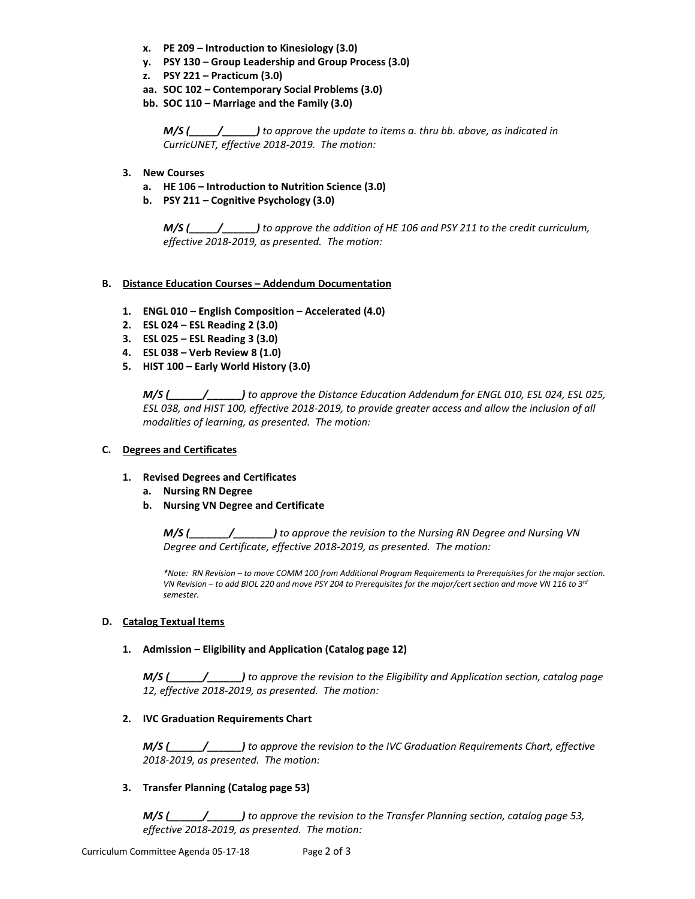x. **PE 209 – Introduction to Kinesiology (3.0)**
y. **PSY 130 – Group Leadership and Group Process (3.0)**
z. **PSY 221 – Practicum (3.0)**
aa. **SOC 102 – Contemporary Social Problems (3.0)**
bb. **SOC 110 – Marriage and the Family (3.0)**

***M/S (_____/______)*** *to approve the update to items a. thru bb. above, as indicated in CurricUNET, effective 2018-2019. The motion:*

3. **New Courses**
   a. **HE 106 – Introduction to Nutrition Science (3.0)**
   b. **PSY 211 – Cognitive Psychology (3.0)**

***M/S (_____/______)*** *to approve the addition of HE 106 and PSY 211 to the credit curriculum, effective 2018-2019, as presented. The motion:*

**B. Distance Education Courses – Addendum Documentation**

1. **ENGL 010 – English Composition – Accelerated (4.0)**
2. **ESL 024 – ESL Reading 2 (3.0)**
3. **ESL 025 – ESL Reading 3 (3.0)**
4. **ESL 038 – Verb Review 8 (1.0)**
5. **HIST 100 – Early World History (3.0)**

***M/S (______/______)*** *to approve the Distance Education Addendum for ENGL 010, ESL 024, ESL 025, ESL 038, and HIST 100, effective 2018-2019, to provide greater access and allow the inclusion of all modalities of learning, as presented. The motion:*

**C. Degrees and Certificates**

1. **Revised Degrees and Certificates**
   a. **Nursing RN Degree**
   b. **Nursing VN Degree and Certificate**

***M/S (_______/_______)*** *to approve the revision to the Nursing RN Degree and Nursing VN Degree and Certificate, effective 2018-2019, as presented. The motion:*

*\*Note: RN Revision – to move COMM 100 from Additional Program Requirements to Prerequisites for the major section. VN Revision – to add BIOL 220 and move PSY 204 to Prerequisites for the major/cert section and move VN 116 to 3rd semester.*

**D. Catalog Textual Items**

1. **Admission – Eligibility and Application (Catalog page 12)**

***M/S (______/______)*** *to approve the revision to the Eligibility and Application section, catalog page 12, effective 2018-2019, as presented. The motion:*

2. **IVC Graduation Requirements Chart**

***M/S (______/______)*** *to approve the revision to the IVC Graduation Requirements Chart, effective 2018-2019, as presented. The motion:*

3. **Transfer Planning (Catalog page 53)**

***M/S (______/______)*** *to approve the revision to the Transfer Planning section, catalog page 53, effective 2018-2019, as presented. The motion:*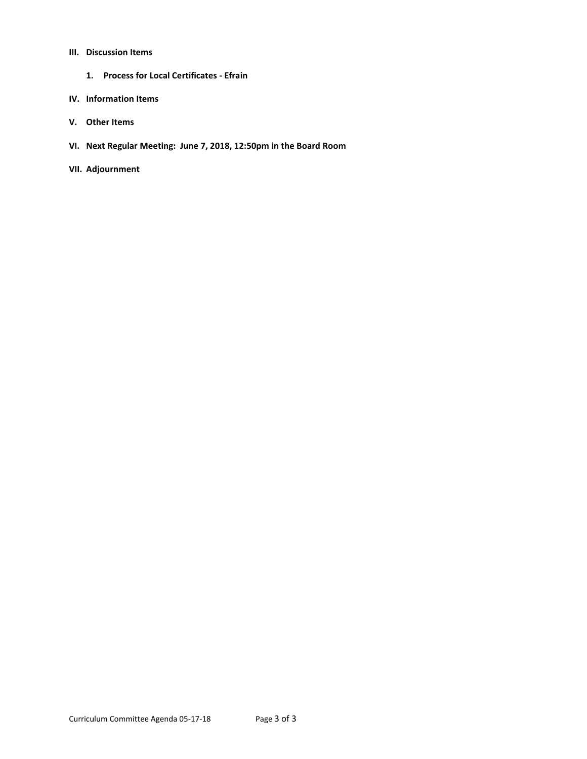**III. Discussion Items**

1. **Process for Local Certificates - Efrain**

**IV. Information Items**

**V. Other Items**

**VI. Next Regular Meeting: June 7, 2018, 12:50pm in the Board Room**

**VII. Adjournment**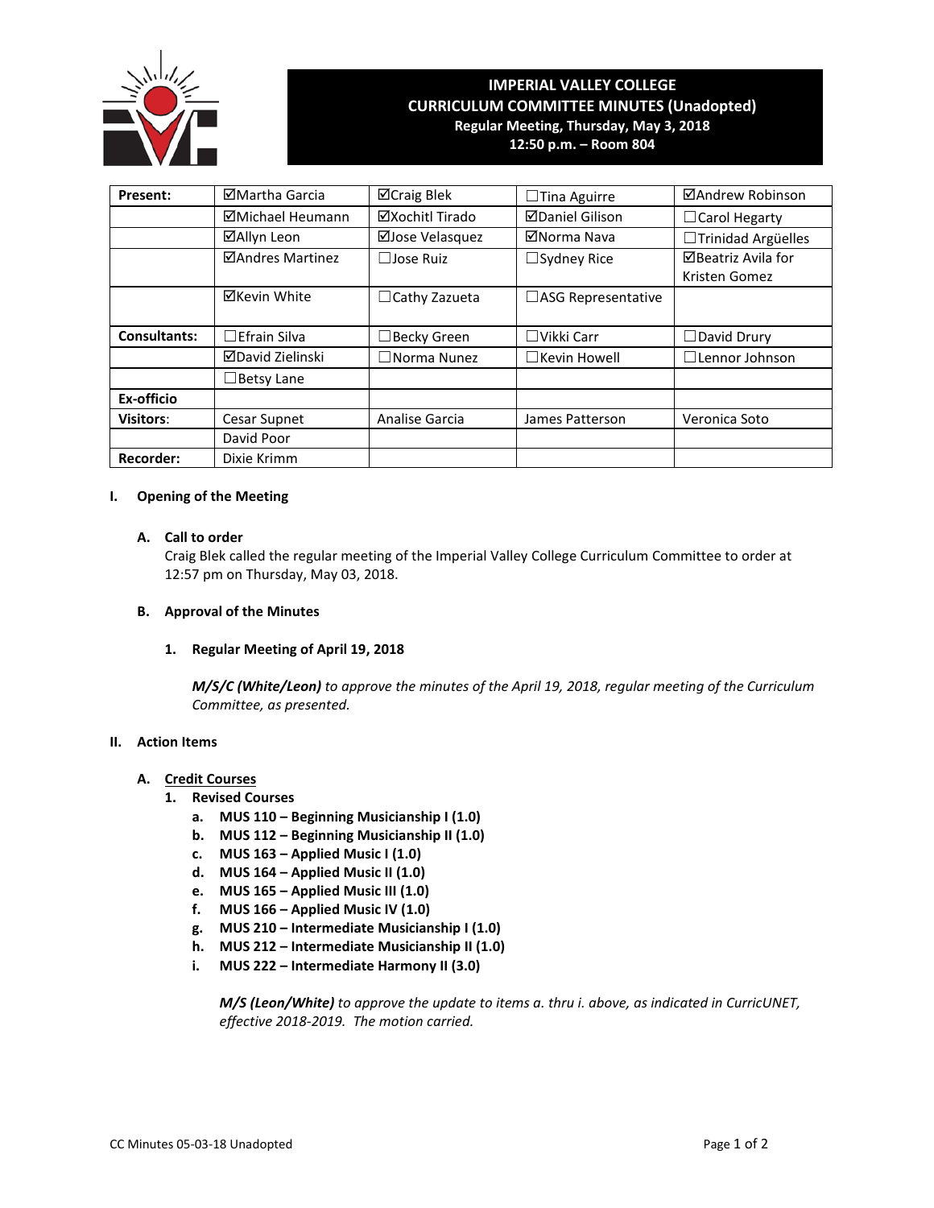# IMPERIAL VALLEY COLLEGE
## CURRICULUM COMMITTEE MINUTES (Unadopted)
**Regular Meeting, Thursday, May 3, 2018**
**12:50 p.m. – Room 804**

| Present: | ☑Martha Garcia | ☑Craig Blek | ☐Tina Aguirre | ☑Andrew Robinson |
|---|---|---|---|---|
| | ☑Michael Heumann | ☑Xochitl Tirado | ☑Daniel Gilison | ☐Carol Hegarty |
| | ☑Allyn Leon | ☑Jose Velasquez | ☑Norma Nava | ☐Trinidad Argüelles |
| | ☑Andres Martinez | ☐Jose Ruiz | ☐Sydney Rice | ☑Beatriz Avila for Kristen Gomez |
| | ☑Kevin White | ☐Cathy Zazueta | ☐ASG Representative | |
| **Consultants:** | ☐Efrain Silva | ☐Becky Green | ☐Vikki Carr | ☐David Drury |
| | ☑David Zielinski | ☐Norma Nunez | ☐Kevin Howell | ☐Lennor Johnson |
| | ☐Betsy Lane | | | |
| **Ex-officio** | | | | |
| **Visitors:** | Cesar Supnet | Analise Garcia | James Patterson | Veronica Soto |
| | David Poor | | | |
| **Recorder:** | Dixie Krimm | | | |

**I. Opening of the Meeting**

**A. Call to order**

Craig Blek called the regular meeting of the Imperial Valley College Curriculum Committee to order at 12:57 pm on Thursday, May 03, 2018.

**B. Approval of the Minutes**

**1. Regular Meeting of April 19, 2018**

***M/S/C (White/Leon)*** *to approve the minutes of the April 19, 2018, regular meeting of the Curriculum Committee, as presented.*

**II. Action Items**

**A. <u>Credit Courses</u>**

**1. Revised Courses**

- **a. MUS 110 – Beginning Musicianship I (1.0)**
- **b. MUS 112 – Beginning Musicianship II (1.0)**
- **c. MUS 163 – Applied Music I (1.0)**
- **d. MUS 164 – Applied Music II (1.0)**
- **e. MUS 165 – Applied Music III (1.0)**
- **f. MUS 166 – Applied Music IV (1.0)**
- **g. MUS 210 – Intermediate Musicianship I (1.0)**
- **h. MUS 212 – Intermediate Musicianship II (1.0)**
- **i. MUS 222 – Intermediate Harmony II (3.0)**

***M/S (Leon/White)*** *to approve the update to items a. thru i. above, as indicated in CurricUNET, effective 2018-2019. The motion carried.*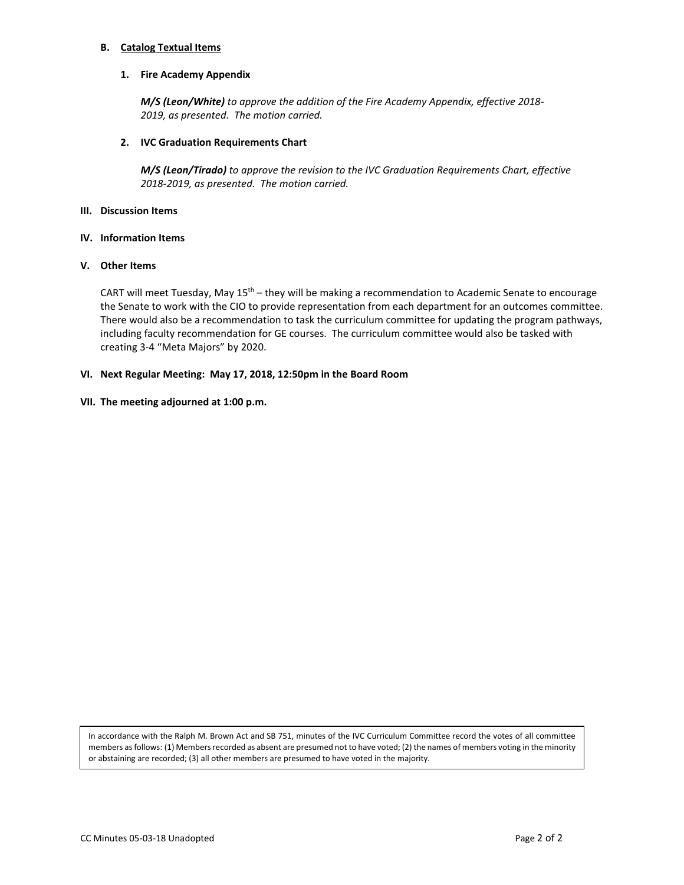### B. Catalog Textual Items

#### 1. Fire Academy Appendix

***M/S (Leon/White)*** *to approve the addition of the Fire Academy Appendix, effective 2018-2019, as presented. The motion carried.*

#### 2. IVC Graduation Requirements Chart

***M/S (Leon/Tirado)*** *to approve the revision to the IVC Graduation Requirements Chart, effective 2018-2019, as presented. The motion carried.*

## III. Discussion Items

## IV. Information Items

## V. Other Items

CART will meet Tuesday, May 15th – they will be making a recommendation to Academic Senate to encourage the Senate to work with the CIO to provide representation from each department for an outcomes committee. There would also be a recommendation to task the curriculum committee for updating the program pathways, including faculty recommendation for GE courses. The curriculum committee would also be tasked with creating 3-4 "Meta Majors" by 2020.

## VI. Next Regular Meeting: May 17, 2018, 12:50pm in the Board Room

## VII. The meeting adjourned at 1:00 p.m.

In accordance with the Ralph M. Brown Act and SB 751, minutes of the IVC Curriculum Committee record the votes of all committee members as follows: (1) Members recorded as absent are presumed not to have voted; (2) the names of members voting in the minority or abstaining are recorded; (3) all other members are presumed to have voted in the majority.

CC Minutes 05-03-18 Unadopted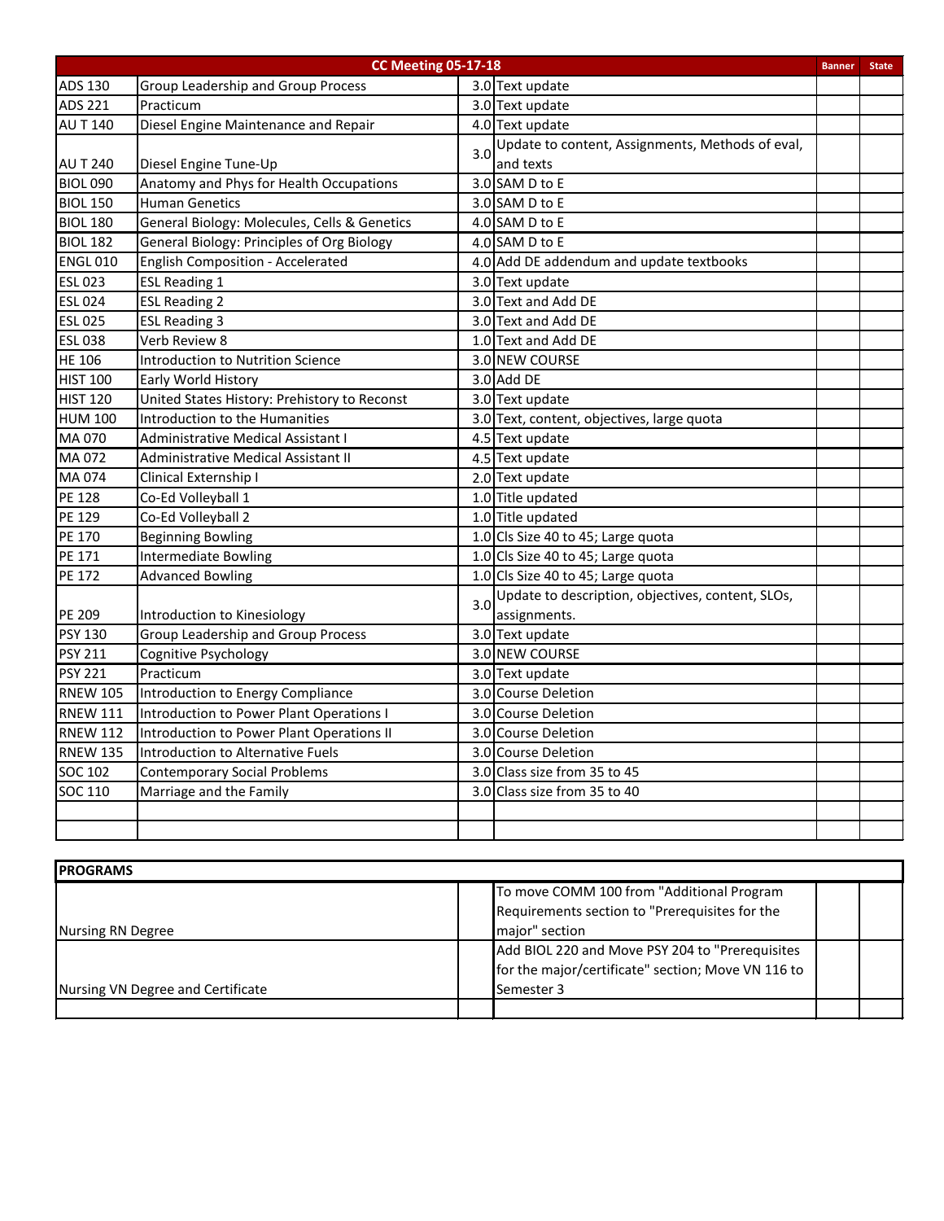| CC Meeting 05-17-18 | | | | Banner | State |
|---|---|---|---|---|---|
| ADS 130 | Group Leadership and Group Process | 3.0 | Text update | | |
| ADS 221 | Practicum | 3.0 | Text update | | |
| AU T 140 | Diesel Engine Maintenance and Repair | 4.0 | Text update | | |
| AU T 240 | Diesel Engine Tune-Up | 3.0 | Update to content, Assignments, Methods of eval, and texts | | |
| BIOL 090 | Anatomy and Phys for Health Occupations | 3.0 | SAM D to E | | |
| BIOL 150 | Human Genetics | 3.0 | SAM D to E | | |
| BIOL 180 | General Biology: Molecules, Cells & Genetics | 4.0 | SAM D to E | | |
| BIOL 182 | General Biology: Principles of Org Biology | 4.0 | SAM D to E | | |
| ENGL 010 | English Composition - Accelerated | 4.0 | Add DE addendum and update textbooks | | |
| ESL 023 | ESL Reading 1 | 3.0 | Text update | | |
| ESL 024 | ESL Reading 2 | 3.0 | Text and Add DE | | |
| ESL 025 | ESL Reading 3 | 3.0 | Text and Add DE | | |
| ESL 038 | Verb Review 8 | 1.0 | Text and Add DE | | |
| HE 106 | Introduction to Nutrition Science | 3.0 | NEW COURSE | | |
| HIST 100 | Early World History | 3.0 | Add DE | | |
| HIST 120 | United States History: Prehistory to Reconst | 3.0 | Text update | | |
| HUM 100 | Introduction to the Humanities | 3.0 | Text, content, objectives, large quota | | |
| MA 070 | Administrative Medical Assistant I | 4.5 | Text update | | |
| MA 072 | Administrative Medical Assistant II | 4.5 | Text update | | |
| MA 074 | Clinical Externship I | 2.0 | Text update | | |
| PE 128 | Co-Ed Volleyball 1 | 1.0 | Title updated | | |
| PE 129 | Co-Ed Volleyball 2 | 1.0 | Title updated | | |
| PE 170 | Beginning Bowling | 1.0 | Cls Size 40 to 45; Large quota | | |
| PE 171 | Intermediate Bowling | 1.0 | Cls Size 40 to 45; Large quota | | |
| PE 172 | Advanced Bowling | 1.0 | Cls Size 40 to 45; Large quota | | |
| PE 209 | Introduction to Kinesiology | 3.0 | Update to description, objectives, content, SLOs, assignments. | | |
| PSY 130 | Group Leadership and Group Process | 3.0 | Text update | | |
| PSY 211 | Cognitive Psychology | 3.0 | NEW COURSE | | |
| PSY 221 | Practicum | 3.0 | Text update | | |
| RNEW 105 | Introduction to Energy Compliance | 3.0 | Course Deletion | | |
| RNEW 111 | Introduction to Power Plant Operations I | 3.0 | Course Deletion | | |
| RNEW 112 | Introduction to Power Plant Operations II | 3.0 | Course Deletion | | |
| RNEW 135 | Introduction to Alternative Fuels | 3.0 | Course Deletion | | |
| SOC 102 | Contemporary Social Problems | 3.0 | Class size from 35 to 45 | | |
| SOC 110 | Marriage and the Family | 3.0 | Class size from 35 to 40 | | |
| | | | | | |
| | | | | | |

| PROGRAMS | | | | |
|---|---|---|---|---|
| Nursing RN Degree | | To move COMM 100 from "Additional Program Requirements section to "Prerequisites for the major" section | | |
| Nursing VN Degree and Certificate | | Add BIOL 220 and Move PSY 204 to "Prerequisites for the major/certificate" section; Move VN 116 to Semester 3 | | |
| | | | | |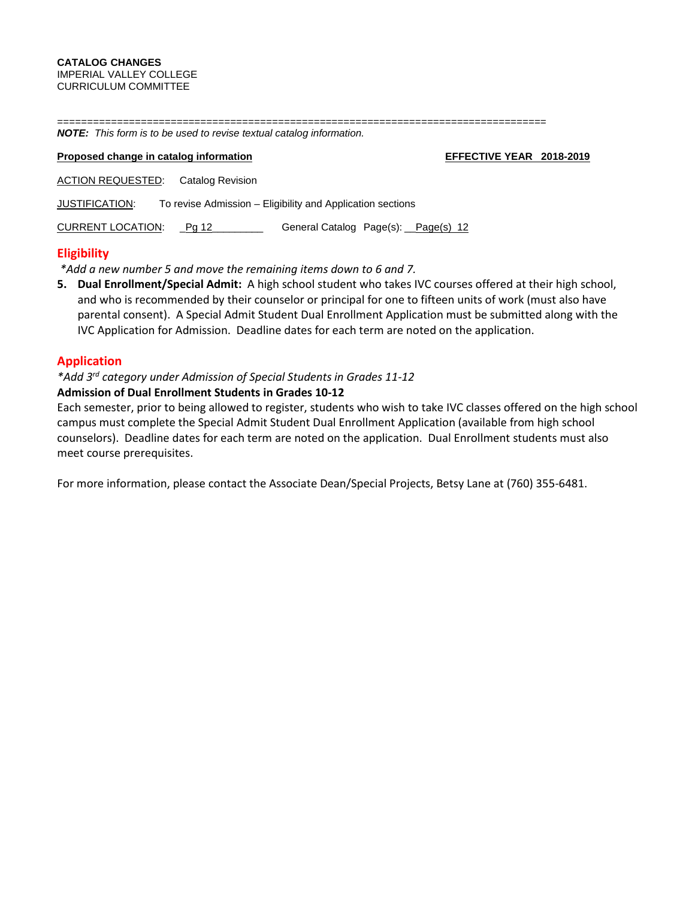**CATALOG CHANGES**
IMPERIAL VALLEY COLLEGE
CURRICULUM COMMITTEE

================================================================================

***NOTE:*** *This form is to be used to revise textual catalog information.*

**Proposed change in catalog information** **EFFECTIVE YEAR 2018-2019**

ACTION REQUESTED: Catalog Revision

JUSTIFICATION: To revise Admission – Eligibility and Application sections

CURRENT LOCATION: _Pg 12_________ General Catalog Page(s): __Page(s) 12

## Eligibility

*\*Add a new number 5 and move the remaining items down to 6 and 7.*

5. **Dual Enrollment/Special Admit:** A high school student who takes IVC courses offered at their high school, and who is recommended by their counselor or principal for one to fifteen units of work (must also have parental consent). A Special Admit Student Dual Enrollment Application must be submitted along with the IVC Application for Admission. Deadline dates for each term are noted on the application.

## Application

*\*Add 3rd category under Admission of Special Students in Grades 11-12*

**Admission of Dual Enrollment Students in Grades 10-12**

Each semester, prior to being allowed to register, students who wish to take IVC classes offered on the high school campus must complete the Special Admit Student Dual Enrollment Application (available from high school counselors). Deadline dates for each term are noted on the application. Dual Enrollment students must also meet course prerequisites.

For more information, please contact the Associate Dean/Special Projects, Betsy Lane at (760) 355-6481.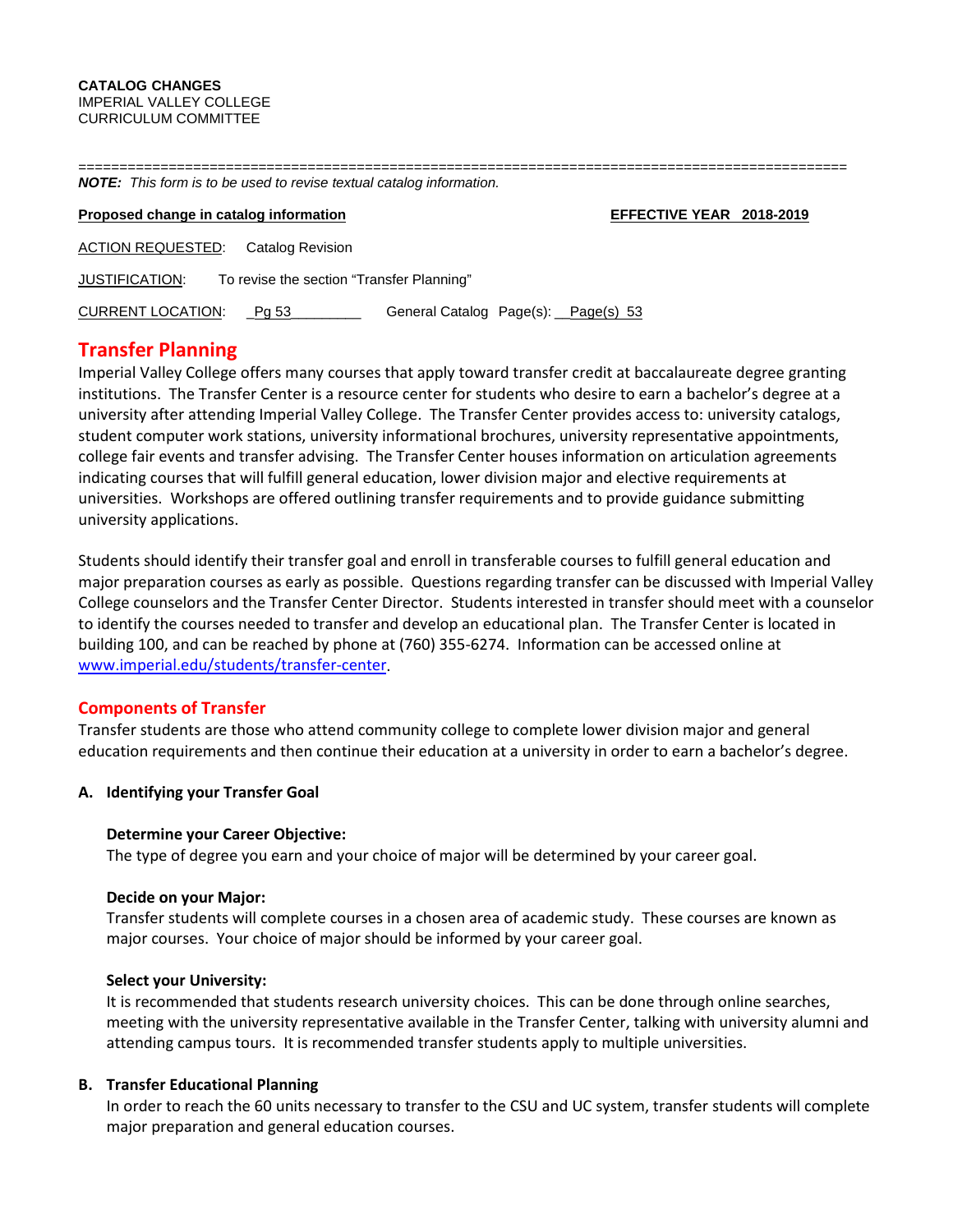**CATALOG CHANGES**
IMPERIAL VALLEY COLLEGE
CURRICULUM COMMITTEE

================================================================================================

***NOTE:*** *This form is to be used to revise textual catalog information.*

**Proposed change in catalog information** **EFFECTIVE YEAR 2018-2019**

ACTION REQUESTED: Catalog Revision

JUSTIFICATION: To revise the section "Transfer Planning"

CURRENT LOCATION: _Pg 53_________ General Catalog Page(s): __Page(s) 53

## Transfer Planning

Imperial Valley College offers many courses that apply toward transfer credit at baccalaureate degree granting institutions. The Transfer Center is a resource center for students who desire to earn a bachelor's degree at a university after attending Imperial Valley College. The Transfer Center provides access to: university catalogs, student computer work stations, university informational brochures, university representative appointments, college fair events and transfer advising. The Transfer Center houses information on articulation agreements indicating courses that will fulfill general education, lower division major and elective requirements at universities. Workshops are offered outlining transfer requirements and to provide guidance submitting university applications.

Students should identify their transfer goal and enroll in transferable courses to fulfill general education and major preparation courses as early as possible. Questions regarding transfer can be discussed with Imperial Valley College counselors and the Transfer Center Director. Students interested in transfer should meet with a counselor to identify the courses needed to transfer and develop an educational plan. The Transfer Center is located in building 100, and can be reached by phone at (760) 355-6274. Information can be accessed online at www.imperial.edu/students/transfer-center.

### Components of Transfer

Transfer students are those who attend community college to complete lower division major and general education requirements and then continue their education at a university in order to earn a bachelor's degree.

**A. Identifying your Transfer Goal**

**Determine your Career Objective:**
The type of degree you earn and your choice of major will be determined by your career goal.

**Decide on your Major:**
Transfer students will complete courses in a chosen area of academic study. These courses are known as major courses. Your choice of major should be informed by your career goal.

**Select your University:**
It is recommended that students research university choices. This can be done through online searches, meeting with the university representative available in the Transfer Center, talking with university alumni and attending campus tours. It is recommended transfer students apply to multiple universities.

**B. Transfer Educational Planning**

In order to reach the 60 units necessary to transfer to the CSU and UC system, transfer students will complete major preparation and general education courses.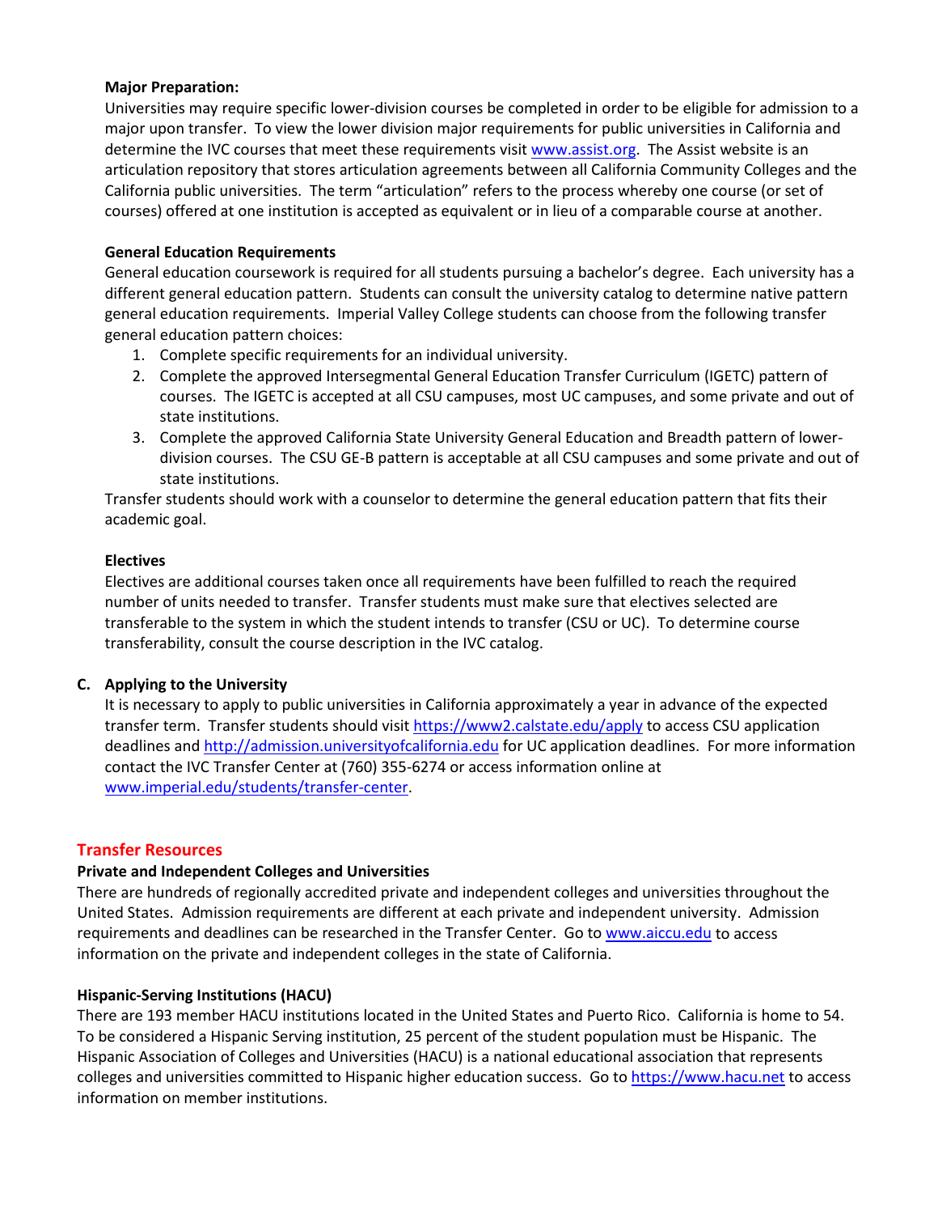**Major Preparation:**

Universities may require specific lower-division courses be completed in order to be eligible for admission to a major upon transfer. To view the lower division major requirements for public universities in California and determine the IVC courses that meet these requirements visit www.assist.org. The Assist website is an articulation repository that stores articulation agreements between all California Community Colleges and the California public universities. The term "articulation" refers to the process whereby one course (or set of courses) offered at one institution is accepted as equivalent or in lieu of a comparable course at another.

**General Education Requirements**

General education coursework is required for all students pursuing a bachelor's degree. Each university has a different general education pattern. Students can consult the university catalog to determine native pattern general education requirements. Imperial Valley College students can choose from the following transfer general education pattern choices:

1. Complete specific requirements for an individual university.
2. Complete the approved Intersegmental General Education Transfer Curriculum (IGETC) pattern of courses. The IGETC is accepted at all CSU campuses, most UC campuses, and some private and out of state institutions.
3. Complete the approved California State University General Education and Breadth pattern of lower-division courses. The CSU GE-B pattern is acceptable at all CSU campuses and some private and out of state institutions.

Transfer students should work with a counselor to determine the general education pattern that fits their academic goal.

**Electives**

Electives are additional courses taken once all requirements have been fulfilled to reach the required number of units needed to transfer. Transfer students must make sure that electives selected are transferable to the system in which the student intends to transfer (CSU or UC). To determine course transferability, consult the course description in the IVC catalog.

**C. Applying to the University**

It is necessary to apply to public universities in California approximately a year in advance of the expected transfer term. Transfer students should visit https://www2.calstate.edu/apply to access CSU application deadlines and http://admission.universityofcalifornia.edu for UC application deadlines. For more information contact the IVC Transfer Center at (760) 355-6274 or access information online at www.imperial.edu/students/transfer-center.

## Transfer Resources

**Private and Independent Colleges and Universities**

There are hundreds of regionally accredited private and independent colleges and universities throughout the United States. Admission requirements are different at each private and independent university. Admission requirements and deadlines can be researched in the Transfer Center. Go to www.aiccu.edu to access information on the private and independent colleges in the state of California.

**Hispanic-Serving Institutions (HACU)**

There are 193 member HACU institutions located in the United States and Puerto Rico. California is home to 54. To be considered a Hispanic Serving institution, 25 percent of the student population must be Hispanic. The Hispanic Association of Colleges and Universities (HACU) is a national educational association that represents colleges and universities committed to Hispanic higher education success. Go to https://www.hacu.net to access information on member institutions.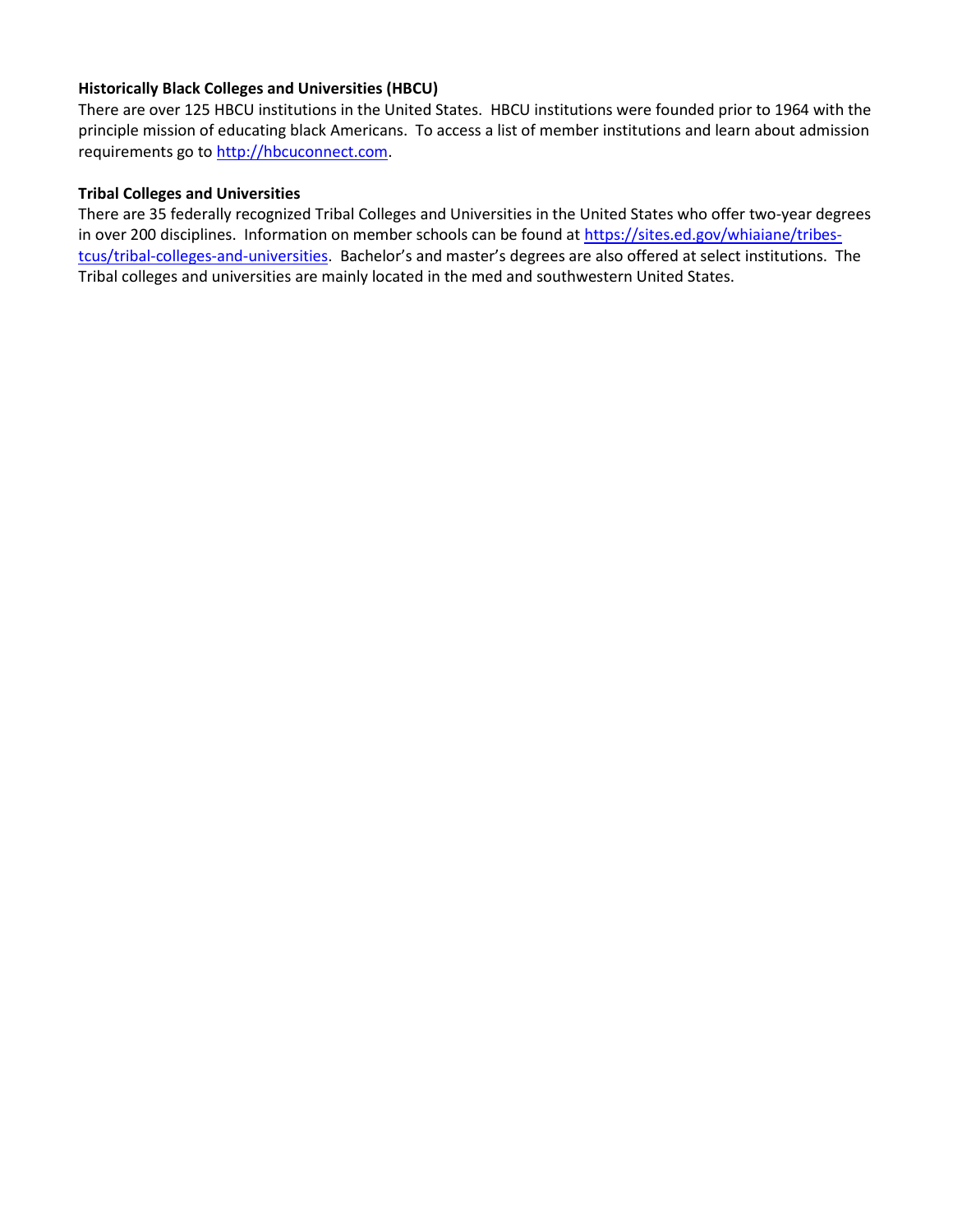**Historically Black Colleges and Universities (HBCU)**
There are over 125 HBCU institutions in the United States. HBCU institutions were founded prior to 1964 with the principle mission of educating black Americans. To access a list of member institutions and learn about admission requirements go to [http://hbcuconnect.com](http://hbcuconnect.com).

**Tribal Colleges and Universities**
There are 35 federally recognized Tribal Colleges and Universities in the United States who offer two-year degrees in over 200 disciplines. Information on member schools can be found at [https://sites.ed.gov/whiaiane/tribes-tcus/tribal-colleges-and-universities](https://sites.ed.gov/whiaiane/tribes-tcus/tribal-colleges-and-universities). Bachelor's and master's degrees are also offered at select institutions. The Tribal colleges and universities are mainly located in the med and southwestern United States.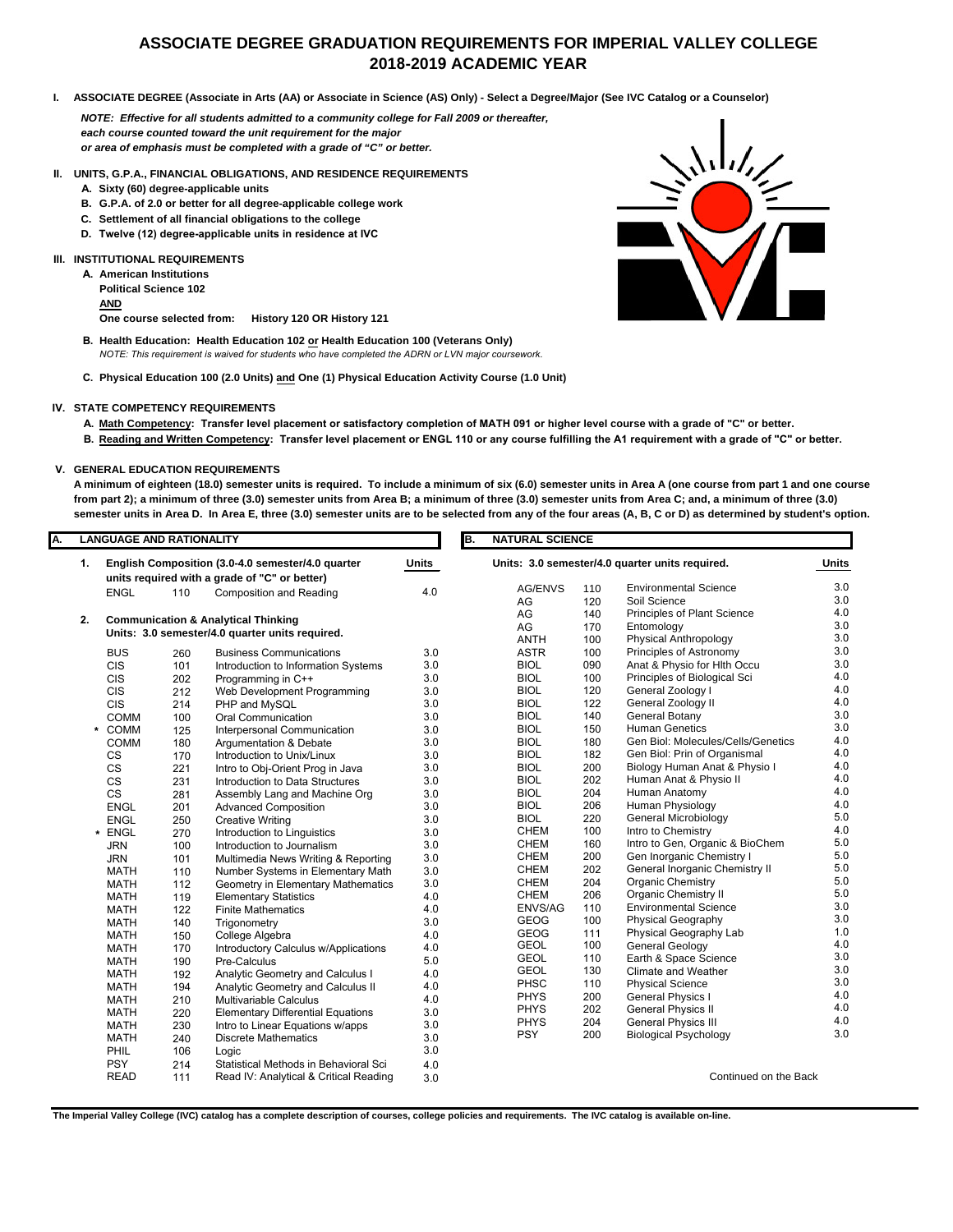# ASSOCIATE DEGREE GRADUATION REQUIREMENTS FOR IMPERIAL VALLEY COLLEGE
## 2018-2019 ACADEMIC YEAR

**I. ASSOCIATE DEGREE (Associate in Arts (AA) or Associate in Science (AS) Only) - Select a Degree/Major (See IVC Catalog or a Counselor)**

***NOTE: Effective for all students admitted to a community college for Fall 2009 or thereafter, each course counted toward the unit requirement for the major or area of emphasis must be completed with a grade of "C" or better.***

**II. UNITS, G.P.A., FINANCIAL OBLIGATIONS, AND RESIDENCE REQUIREMENTS**

- **A. Sixty (60) degree-applicable units**
- **B. G.P.A. of 2.0 or better for all degree-applicable college work**
- **C. Settlement of all financial obligations to the college**
- **D. Twelve (12) degree-applicable units in residence at IVC**

**III. INSTITUTIONAL REQUIREMENTS**

- **A. American Institutions**
  **Political Science 102**
  **AND**
  **One course selected from: History 120 OR History 121**
- **B. Health Education: Health Education 102 or Health Education 100 (Veterans Only)**
  *NOTE: This requirement is waived for students who have completed the ADRN or LVN major coursework.*
- **C. Physical Education 100 (2.0 Units) and One (1) Physical Education Activity Course (1.0 Unit)**

**IV. STATE COMPETENCY REQUIREMENTS**

- **A. Math Competency: Transfer level placement or satisfactory completion of MATH 091 or higher level course with a grade of "C" or better.**
- **B. Reading and Written Competency: Transfer level placement or ENGL 110 or any course fulfilling the A1 requirement with a grade of "C" or better.**

**V. GENERAL EDUCATION REQUIREMENTS**

**A minimum of eighteen (18.0) semester units is required. To include a minimum of six (6.0) semester units in Area A (one course from part 1 and one course from part 2); a minimum of three (3.0) semester units from Area B; a minimum of three (3.0) semester units from Area C; and, a minimum of three (3.0) semester units in Area D. In Area E, three (3.0) semester units are to be selected from any of the four areas (A, B, C or D) as determined by student's option.**

### A. LANGUAGE AND RATIONALITY

**1. English Composition (3.0-4.0 semester/4.0 quarter units required with a grade of "C" or better)**

| | | | Units |
|---|---|---|---|
| ENGL | 110 | Composition and Reading | 4.0 |

**2. Communication & Analytical Thinking**
**Units: 3.0 semester/4.0 quarter units required.**

| | | | Units |
|---|---|---|---|
| BUS | 260 | Business Communications | 3.0 |
| CIS | 101 | Introduction to Information Systems | 3.0 |
| CIS | 202 | Programming in C++ | 3.0 |
| CIS | 212 | Web Development Programming | 3.0 |
| CIS | 214 | PHP and MySQL | 3.0 |
| COMM | 100 | Oral Communication | 3.0 |
| * COMM | 125 | Interpersonal Communication | 3.0 |
| COMM | 180 | Argumentation & Debate | 3.0 |
| CS | 170 | Introduction to Unix/Linux | 3.0 |
| CS | 221 | Intro to Obj-Orient Prog in Java | 3.0 |
| CS | 231 | Introduction to Data Structures | 3.0 |
| CS | 281 | Assembly Lang and Machine Org | 3.0 |
| ENGL | 201 | Advanced Composition | 3.0 |
| ENGL | 250 | Creative Writing | 3.0 |
| * ENGL | 270 | Introduction to Linguistics | 3.0 |
| JRN | 100 | Introduction to Journalism | 3.0 |
| JRN | 101 | Multimedia News Writing & Reporting | 3.0 |
| MATH | 110 | Number Systems in Elementary Math | 3.0 |
| MATH | 112 | Geometry in Elementary Mathematics | 3.0 |
| MATH | 119 | Elementary Statistics | 4.0 |
| MATH | 122 | Finite Mathematics | 4.0 |
| MATH | 140 | Trigonometry | 3.0 |
| MATH | 150 | College Algebra | 4.0 |
| MATH | 170 | Introductory Calculus w/Applications | 4.0 |
| MATH | 190 | Pre-Calculus | 5.0 |
| MATH | 192 | Analytic Geometry and Calculus I | 4.0 |
| MATH | 194 | Analytic Geometry and Calculus II | 4.0 |
| MATH | 210 | Multivariable Calculus | 4.0 |
| MATH | 220 | Elementary Differential Equations | 3.0 |
| MATH | 230 | Intro to Linear Equations w/apps | 3.0 |
| MATH | 240 | Discrete Mathematics | 3.0 |
| PHIL | 106 | Logic | 3.0 |
| PSY | 214 | Statistical Methods in Behavioral Sci | 4.0 |
| READ | 111 | Read IV: Analytical & Critical Reading | 3.0 |

### B. NATURAL SCIENCE

**Units: 3.0 semester/4.0 quarter units required.**

| | | | Units |
|---|---|---|---|
| AG/ENVS | 110 | Environmental Science | 3.0 |
| AG | 120 | Soil Science | 3.0 |
| AG | 140 | Principles of Plant Science | 4.0 |
| AG | 170 | Entomology | 3.0 |
| ANTH | 100 | Physical Anthropology | 3.0 |
| ASTR | 100 | Principles of Astronomy | 3.0 |
| BIOL | 090 | Anat & Physio for Hlth Occu | 3.0 |
| BIOL | 100 | Principles of Biological Sci | 4.0 |
| BIOL | 120 | General Zoology I | 4.0 |
| BIOL | 122 | General Zoology II | 4.0 |
| BIOL | 140 | General Botany | 3.0 |
| BIOL | 150 | Human Genetics | 3.0 |
| BIOL | 180 | Gen Biol: Molecules/Cells/Genetics | 4.0 |
| BIOL | 182 | Gen Biol: Prin of Organismal | 4.0 |
| BIOL | 200 | Biology Human Anat & Physio I | 4.0 |
| BIOL | 202 | Human Anat & Physio II | 4.0 |
| BIOL | 204 | Human Anatomy | 4.0 |
| BIOL | 206 | Human Physiology | 4.0 |
| BIOL | 220 | General Microbiology | 5.0 |
| CHEM | 100 | Intro to Chemistry | 4.0 |
| CHEM | 160 | Intro to Gen, Organic & BioChem | 5.0 |
| CHEM | 200 | Gen Inorganic Chemistry I | 5.0 |
| CHEM | 202 | General Inorganic Chemistry II | 5.0 |
| CHEM | 204 | Organic Chemistry | 5.0 |
| CHEM | 206 | Organic Chemistry II | 5.0 |
| ENVS/AG | 110 | Environmental Science | 3.0 |
| GEOG | 100 | Physical Geography | 3.0 |
| GEOG | 111 | Physical Geography Lab | 1.0 |
| GEOL | 100 | General Geology | 4.0 |
| GEOL | 110 | Earth & Space Science | 3.0 |
| GEOL | 130 | Climate and Weather | 3.0 |
| PHSC | 110 | Physical Science | 3.0 |
| PHYS | 200 | General Physics I | 4.0 |
| PHYS | 202 | General Physics II | 4.0 |
| PHYS | 204 | General Physics III | 4.0 |
| PSY | 200 | Biological Psychology | 3.0 |

Continued on the Back

**The Imperial Valley College (IVC) catalog has a complete description of courses, college policies and requirements. The IVC catalog is available on-line.**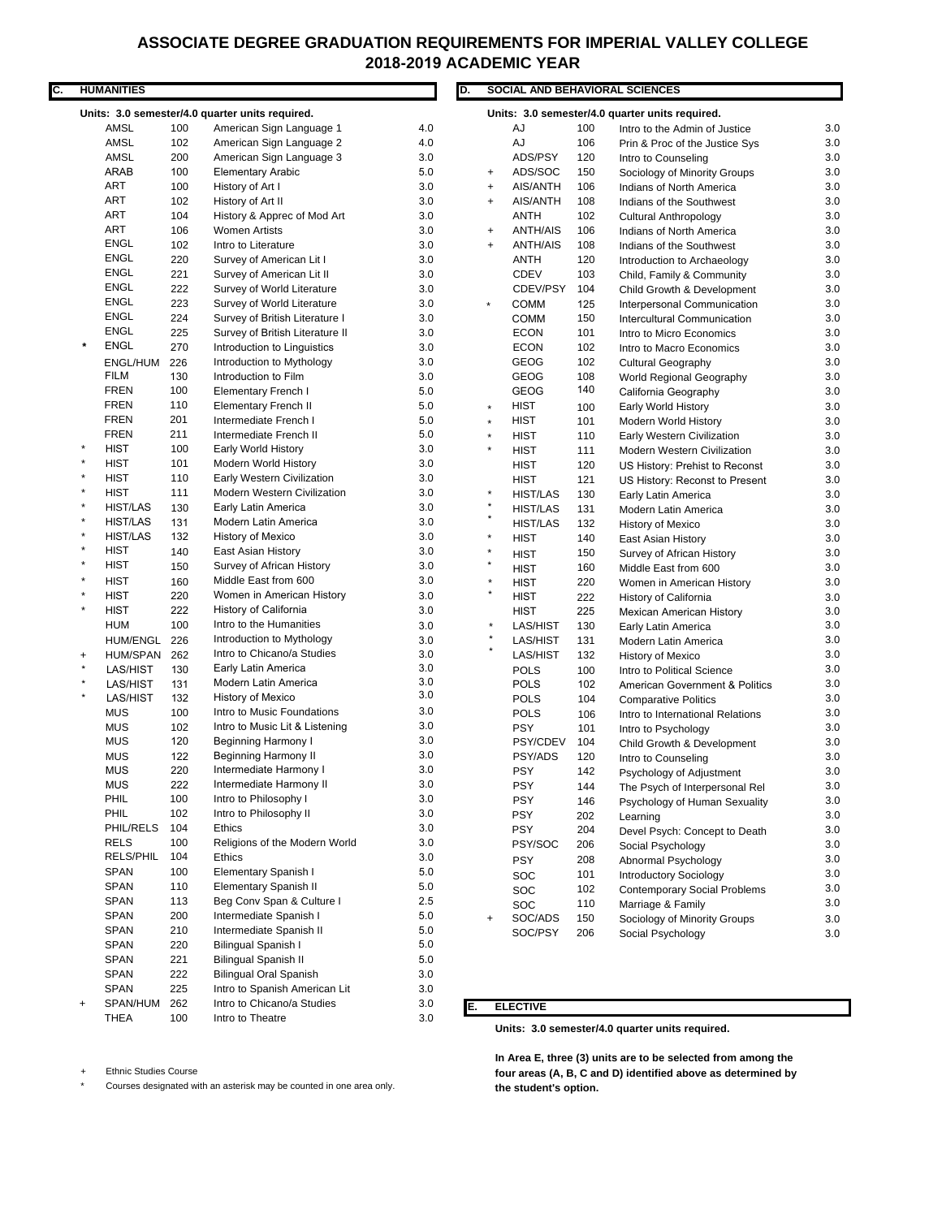# ASSOCIATE DEGREE GRADUATION REQUIREMENTS FOR IMPERIAL VALLEY COLLEGE
## 2018-2019 ACADEMIC YEAR

### C. HUMANITIES

**Units: 3.0 semester/4.0 quarter units required.**

| | | | | |
|---|---|---|---|---|
| | AMSL | 100 | American Sign Language 1 | 4.0 |
| | AMSL | 102 | American Sign Language 2 | 4.0 |
| | AMSL | 200 | American Sign Language 3 | 3.0 |
| | ARAB | 100 | Elementary Arabic | 5.0 |
| | ART | 100 | History of Art I | 3.0 |
| | ART | 102 | History of Art II | 3.0 |
| | ART | 104 | History & Apprec of Mod Art | 3.0 |
| | ART | 106 | Women Artists | 3.0 |
| | ENGL | 102 | Intro to Literature | 3.0 |
| | ENGL | 220 | Survey of American Lit I | 3.0 |
| | ENGL | 221 | Survey of American Lit II | 3.0 |
| | ENGL | 222 | Survey of World Literature | 3.0 |
| | ENGL | 223 | Survey of World Literature | 3.0 |
| | ENGL | 224 | Survey of British Literature I | 3.0 |
| | ENGL | 225 | Survey of British Literature II | 3.0 |
| * | ENGL | 270 | Introduction to Linguistics | 3.0 |
| | ENGL/HUM | 226 | Introduction to Mythology | 3.0 |
| | FILM | 130 | Introduction to Film | 3.0 |
| | FREN | 100 | Elementary French I | 5.0 |
| | FREN | 110 | Elementary French II | 5.0 |
| | FREN | 201 | Intermediate French I | 5.0 |
| | FREN | 211 | Intermediate French II | 5.0 |
| * | HIST | 100 | Early World History | 3.0 |
| * | HIST | 101 | Modern World History | 3.0 |
| * | HIST | 110 | Early Western Civilization | 3.0 |
| * | HIST | 111 | Modern Western Civilization | 3.0 |
| * | HIST/LAS | 130 | Early Latin America | 3.0 |
| * | HIST/LAS | 131 | Modern Latin America | 3.0 |
| * | HIST/LAS | 132 | History of Mexico | 3.0 |
| * | HIST | 140 | East Asian History | 3.0 |
| * | HIST | 150 | Survey of African History | 3.0 |
| * | HIST | 160 | Middle East from 600 | 3.0 |
| * | HIST | 220 | Women in American History | 3.0 |
| * | HIST | 222 | History of California | 3.0 |
| | HUM | 100 | Intro to the Humanities | 3.0 |
| | HUM/ENGL | 226 | Introduction to Mythology | 3.0 |
| + | HUM/SPAN | 262 | Intro to Chicano/a Studies | 3.0 |
| * | LAS/HIST | 130 | Early Latin America | 3.0 |
| * | LAS/HIST | 131 | Modern Latin America | 3.0 |
| * | LAS/HIST | 132 | History of Mexico | 3.0 |
| | MUS | 100 | Intro to Music Foundations | 3.0 |
| | MUS | 102 | Intro to Music Lit & Listening | 3.0 |
| | MUS | 120 | Beginning Harmony I | 3.0 |
| | MUS | 122 | Beginning Harmony II | 3.0 |
| | MUS | 220 | Intermediate Harmony I | 3.0 |
| | MUS | 222 | Intermediate Harmony II | 3.0 |
| | PHIL | 100 | Intro to Philosophy I | 3.0 |
| | PHIL | 102 | Intro to Philosophy II | 3.0 |
| | PHIL/RELS | 104 | Ethics | 3.0 |
| | RELS | 100 | Religions of the Modern World | 3.0 |
| | RELS/PHIL | 104 | Ethics | 3.0 |
| | SPAN | 100 | Elementary Spanish I | 5.0 |
| | SPAN | 110 | Elementary Spanish II | 5.0 |
| | SPAN | 113 | Beg Conv Span & Culture I | 2.5 |
| | SPAN | 200 | Intermediate Spanish I | 5.0 |
| | SPAN | 210 | Intermediate Spanish II | 5.0 |
| | SPAN | 220 | Bilingual Spanish I | 5.0 |
| | SPAN | 221 | Bilingual Spanish II | 5.0 |
| | SPAN | 222 | Bilingual Oral Spanish | 3.0 |
| | SPAN | 225 | Intro to Spanish American Lit | 3.0 |
| + | SPAN/HUM | 262 | Intro to Chicano/a Studies | 3.0 |
| | THEA | 100 | Intro to Theatre | 3.0 |

+ Ethnic Studies Course

\* Courses designated with an asterisk may be counted in one area only.

### D. SOCIAL AND BEHAVIORAL SCIENCES

**Units: 3.0 semester/4.0 quarter units required.**

| | | | | |
|---|---|---|---|---|
| | AJ | 100 | Intro to the Admin of Justice | 3.0 |
| | AJ | 106 | Prin & Proc of the Justice Sys | 3.0 |
| | ADS/PSY | 120 | Intro to Counseling | 3.0 |
| + | ADS/SOC | 150 | Sociology of Minority Groups | 3.0 |
| + | AIS/ANTH | 106 | Indians of North America | 3.0 |
| + | AIS/ANTH | 108 | Indians of the Southwest | 3.0 |
| | ANTH | 102 | Cultural Anthropology | 3.0 |
| + | ANTH/AIS | 106 | Indians of North America | 3.0 |
| + | ANTH/AIS | 108 | Indians of the Southwest | 3.0 |
| | ANTH | 120 | Introduction to Archaeology | 3.0 |
| | CDEV | 103 | Child, Family & Community | 3.0 |
| | CDEV/PSY | 104 | Child Growth & Development | 3.0 |
| * | COMM | 125 | Interpersonal Communication | 3.0 |
| | COMM | 150 | Intercultural Communication | 3.0 |
| | ECON | 101 | Intro to Micro Economics | 3.0 |
| | ECON | 102 | Intro to Macro Economics | 3.0 |
| | GEOG | 102 | Cultural Geography | 3.0 |
| | GEOG | 108 | World Regional Geography | 3.0 |
| | GEOG | 140 | California Geography | 3.0 |
| * | HIST | 100 | Early World History | 3.0 |
| * | HIST | 101 | Modern World History | 3.0 |
| * | HIST | 110 | Early Western Civilization | 3.0 |
| * | HIST | 111 | Modern Western Civilization | 3.0 |
| | HIST | 120 | US History: Prehist to Reconst | 3.0 |
| | HIST | 121 | US History: Reconst to Present | 3.0 |
| * | HIST/LAS | 130 | Early Latin America | 3.0 |
| * | HIST/LAS | 131 | Modern Latin America | 3.0 |
| * | HIST/LAS | 132 | History of Mexico | 3.0 |
| * | HIST | 140 | East Asian History | 3.0 |
| * | HIST | 150 | Survey of African History | 3.0 |
| * | HIST | 160 | Middle East from 600 | 3.0 |
| * | HIST | 220 | Women in American History | 3.0 |
| * | HIST | 222 | History of California | 3.0 |
| | HIST | 225 | Mexican American History | 3.0 |
| * | LAS/HIST | 130 | Early Latin America | 3.0 |
| * | LAS/HIST | 131 | Modern Latin America | 3.0 |
| * | LAS/HIST | 132 | History of Mexico | 3.0 |
| | POLS | 100 | Intro to Political Science | 3.0 |
| | POLS | 102 | American Government & Politics | 3.0 |
| | POLS | 104 | Comparative Politics | 3.0 |
| | POLS | 106 | Intro to International Relations | 3.0 |
| | PSY | 101 | Intro to Psychology | 3.0 |
| | PSY/CDEV | 104 | Child Growth & Development | 3.0 |
| | PSY/ADS | 120 | Intro to Counseling | 3.0 |
| | PSY | 142 | Psychology of Adjustment | 3.0 |
| | PSY | 144 | The Psych of Interpersonal Rel | 3.0 |
| | PSY | 146 | Psychology of Human Sexuality | 3.0 |
| | PSY | 202 | Learning | 3.0 |
| | PSY | 204 | Devel Psych: Concept to Death | 3.0 |
| | PSY/SOC | 206 | Social Psychology | 3.0 |
| | PSY | 208 | Abnormal Psychology | 3.0 |
| | SOC | 101 | Introductory Sociology | 3.0 |
| | SOC | 102 | Contemporary Social Problems | 3.0 |
| | SOC | 110 | Marriage & Family | 3.0 |
| + | SOC/ADS | 150 | Sociology of Minority Groups | 3.0 |
| | SOC/PSY | 206 | Social Psychology | 3.0 |

### E. ELECTIVE

**Units: 3.0 semester/4.0 quarter units required.**

**In Area E, three (3) units are to be selected from among the four areas (A, B, C and D) identified above as determined by the student's option.**